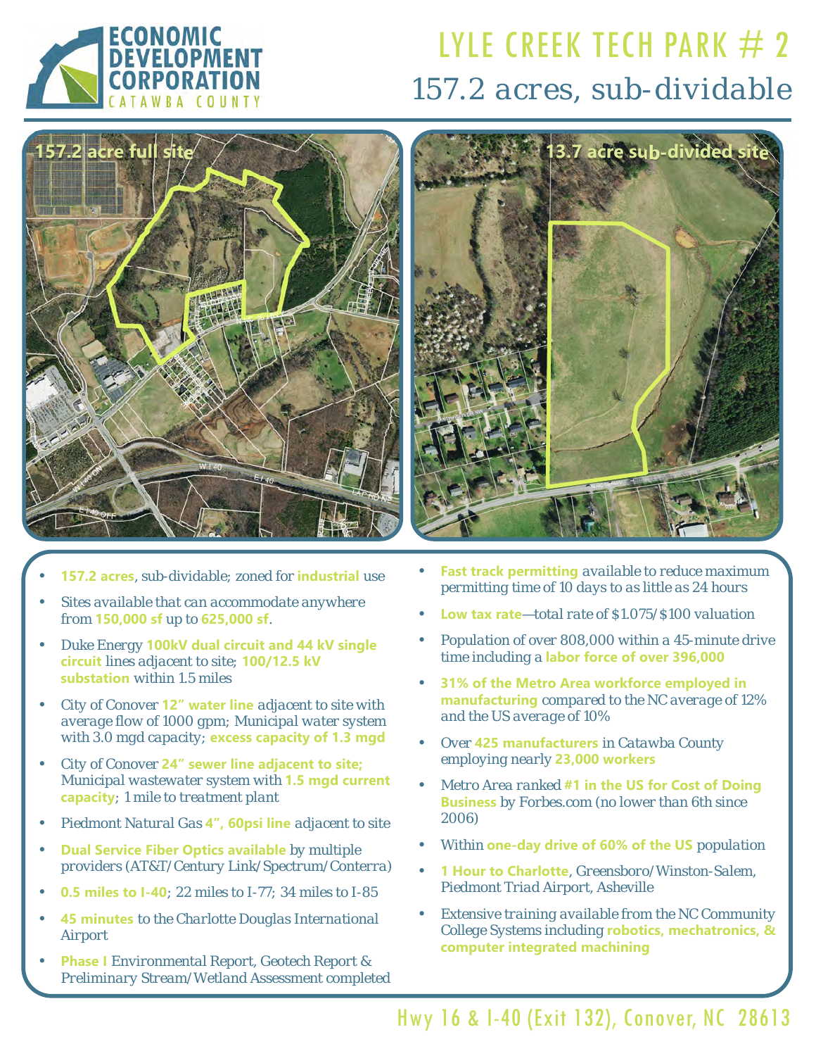# LYLE CREEK TECH PARK # 2

## 157.2 acres, sub-dividable

ECONOMIC DEVELOPMENT CORPORATION
CATAWBA COUNTY

157.2 acre full site

13.7 acre sub-divided site

- **157.2 acres**, sub-dividable; zoned for **industrial** use
- Sites available that can accommodate anywhere from **150,000 sf** up to **625,000 sf**.
- Duke Energy **100kV dual circuit and 44 kV single circuit** lines adjacent to site; **100/12.5 kV substation** within 1.5 miles
- City of Conover **12" water line** adjacent to site with average flow of 1000 gpm; Municipal water system with 3.0 mgd capacity; **excess capacity of 1.3 mgd**
- City of Conover **24" sewer line adjacent to site;** Municipal wastewater system with **1.5 mgd current capacity**; 1 mile to treatment plant
- Piedmont Natural Gas **4", 60psi line** adjacent to site
- **Dual Service Fiber Optics available** by multiple providers (AT&T/Century Link/Spectrum/Conterra)
- **0.5 miles to I-40**; 22 miles to I-77; 34 miles to I-85
- **45 minutes** to the Charlotte Douglas International Airport
- **Phase I** Environmental Report, Geotech Report & Preliminary Stream/Wetland Assessment completed
- **Fast track permitting** available to reduce maximum permitting time of 10 days to as little as 24 hours
- **Low tax rate**—total rate of $1.075/$100 valuation
- Population of over 808,000 within a 45-minute drive time including a **labor force of over 396,000**
- **31% of the Metro Area workforce employed in manufacturing** compared to the NC average of 12% and the US average of 10%
- Over **425 manufacturers** in Catawba County employing nearly **23,000 workers**
- Metro Area ranked **#1 in the US for Cost of Doing Business** by Forbes.com (no lower than 6th since 2006)
- Within **one-day drive of 60% of the US** population
- **1 Hour to Charlotte**, Greensboro/Winston-Salem, Piedmont Triad Airport, Asheville
- Extensive training available from the NC Community College Systems including **robotics, mechatronics, & computer integrated machining**

Hwy 16 & I-40 (Exit 132), Conover, NC 28613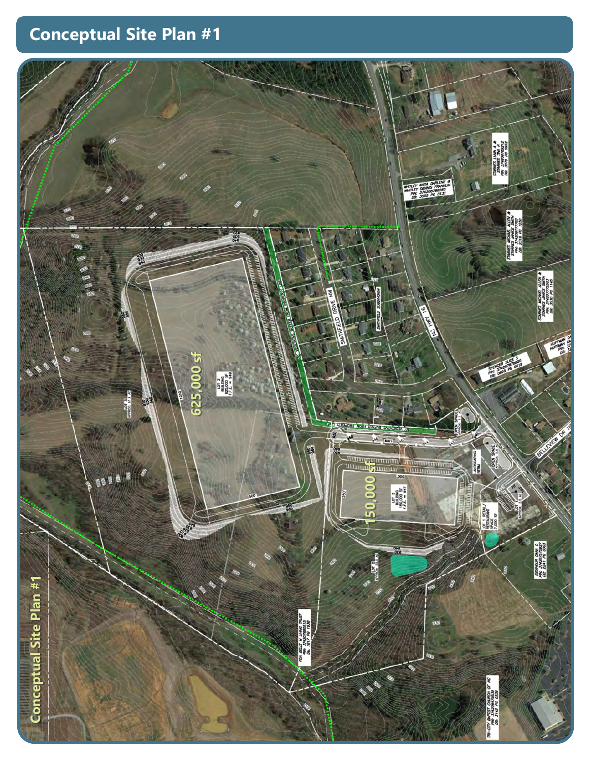# Conceptual Site Plan #1

625,000 sf

150,000 sf

Conceptual Site Plan #1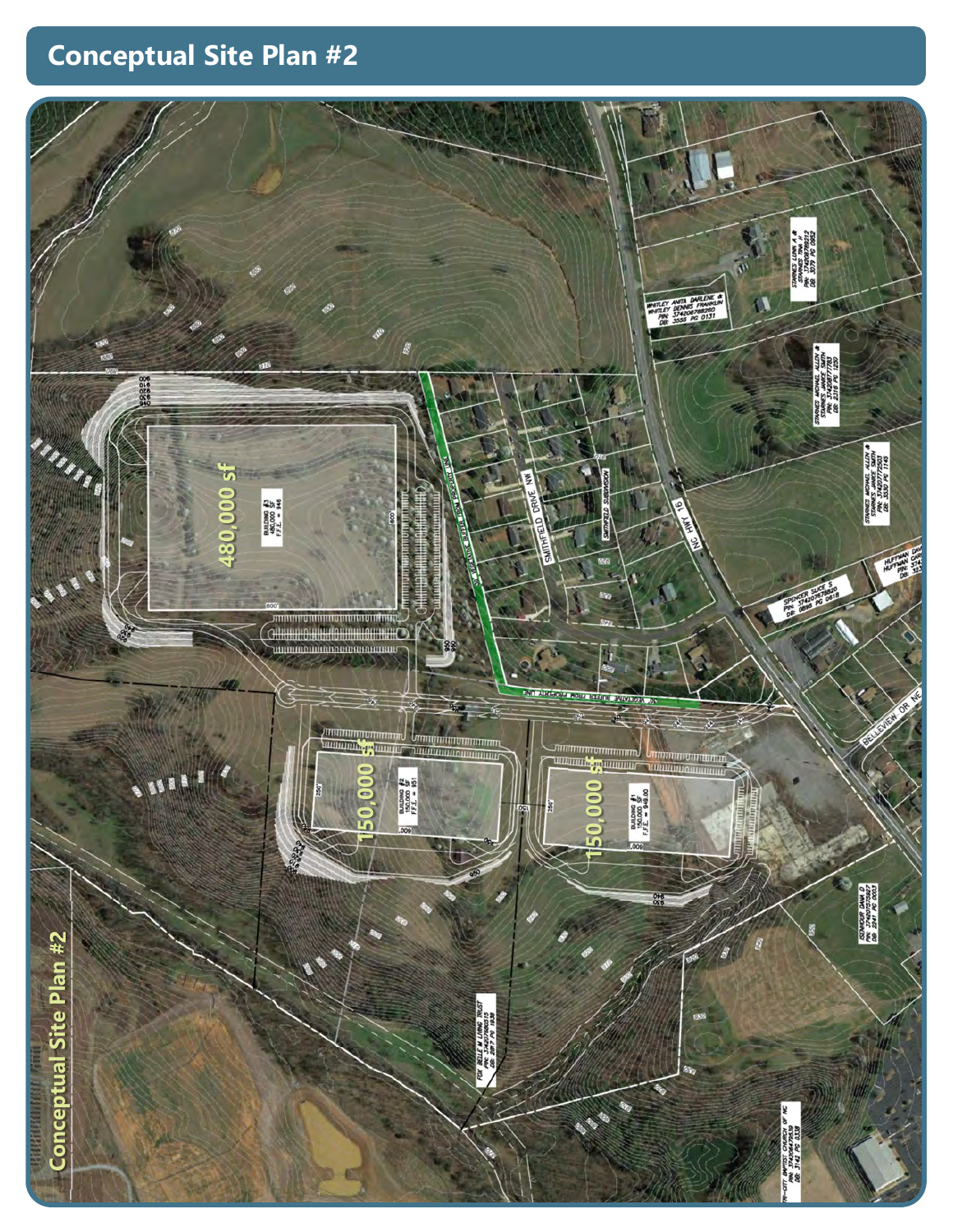## Conceptual Site Plan #2

480,000 sf

BUILDING #3
480,000 SF
F.F.E. = 946

150,000 sf

BUILDING #2
150,000 SF
F.F.E. = 951

150,000 sf

BUILDING #1
150,000 SF
F.F.E. = 949.00

SMITHFIELD DRIVE NW

SMITHFIELD SUBDIVISION

NC HWY 16

BELLEVIEW DR NE

50' VEGETATIVE BUFFER FROM PROPERTY LINE

WHITLEY ANITA DARLENE &
WHITLEY DENNIS FRANKLIN
PIN: 374208768260
DB: 3555 PG 0131

STARNES LINN H &
STARNES TINA H
DB: 3079 PG 0852

STARNES MICHAEL ALLEN &
STARNES JANICE SMITH
DB: 2316 PG 1250

STARNES MICHAEL ALLEN &
STARNES JANICE SMITH
PIN: 374207772503
DB: 3530 PG 1145

SPENCER SUCE S
PIN: 374207679820
DB: 0690 PG 0618

HUFFMAN DAV
HUFFMAN CAR

ISENHOUR DANA D
PIN: 374207575687
DB: 3241 PG 0003

FOX BELLE M LIVING TRUST
PIN: 374207196515
DB: 2897 PG 1838

TRI-CITY BAPTIST CHURCH OF NC
DB: 3142 PG 0338

Conceptual Site Plan #2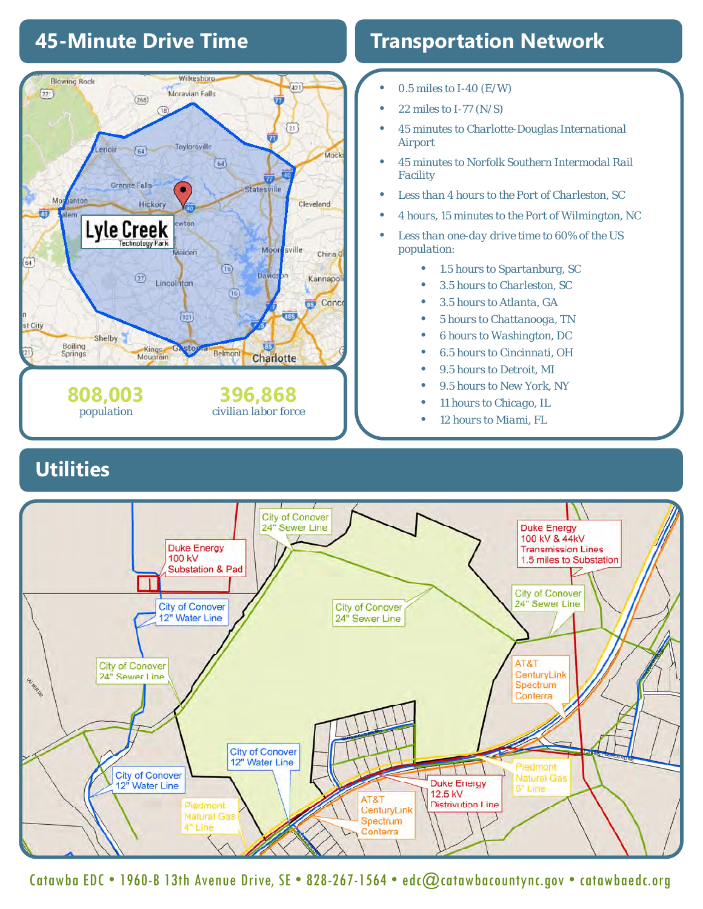## 45-Minute Drive Time

Lyle Creek Technology Park

**808,003**
population

**396,868**
civilian labor force

## Transportation Network

- 0.5 miles to I-40 (E/W)
- 22 miles to I-77 (N/S)
- 45 minutes to Charlotte-Douglas International Airport
- 45 minutes to Norfolk Southern Intermodal Rail Facility
- Less than 4 hours to the Port of Charleston, SC
- 4 hours, 15 minutes to the Port of Wilmington, NC
- Less than one-day drive time to 60% of the US population:
  - 1.5 hours to Spartanburg, SC
  - 3.5 hours to Charleston, SC
  - 3.5 hours to Atlanta, GA
  - 5 hours to Chattanooga, TN
  - 6 hours to Washington, DC
  - 6.5 hours to Cincinnati, OH
  - 9.5 hours to Detroit, MI
  - 9.5 hours to New York, NY
  - 11 hours to Chicago, IL
  - 12 hours to Miami, FL

## Utilities

City of Conover 24" Sewer Line

Duke Energy 100 kV Substation & Pad

Duke Energy 100 kV & 44kV Transmission Lines 1.5 miles to Substation

City of Conover 12" Water Line

City of Conover 24" Sewer Line

City of Conover 24" Sewer Line

City of Conover 24" Sewer Line

AT&T CenturyLink Spectrum Conterra

City of Conover 12" Water Line

City of Conover 12" Water Line

Piedmont Natural Gas 6" Line

Duke Energy 12.5 kV Distrivution Line

AT&T CenturyLink Spectrum Conterra

Piedmont Natural Gas 4" Line

Catawba EDC • 1960-B 13th Avenue Drive, SE • 828-267-1564 • edc@catawbacountync.gov • catawbaedc.org